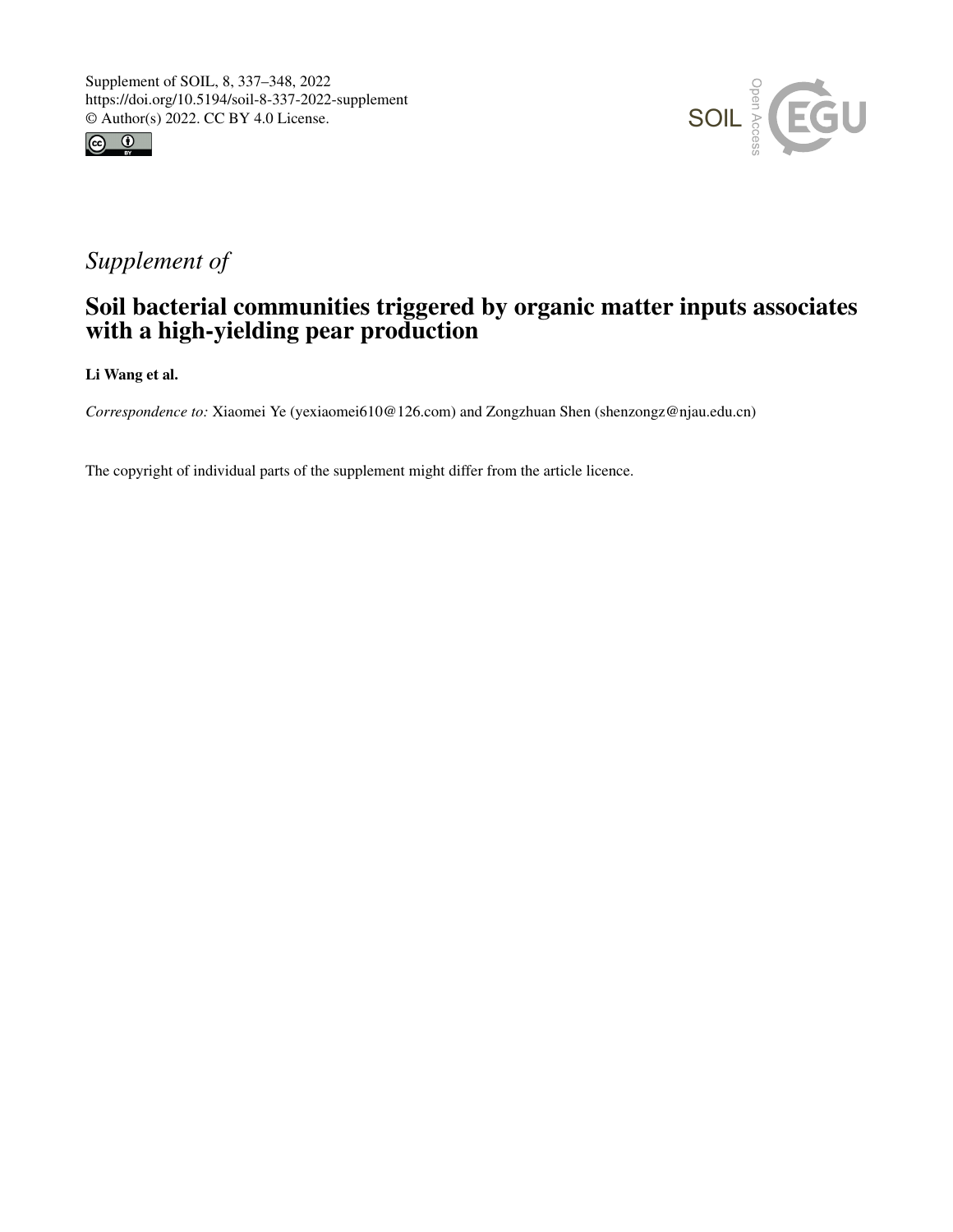Supplement of SOIL, 8, 337–348, 2022
https://doi.org/10.5194/soil-8-337-2022-supplement
© Author(s) 2022. CC BY 4.0 License.

*Supplement of*

# Soil bacterial communities triggered by organic matter inputs associates with a high-yielding pear production

**Li Wang et al.**

*Correspondence to:* Xiaomei Ye (yexiaomei610@126.com) and Zongzhuan Shen (shenzongz@njau.edu.cn)

The copyright of individual parts of the supplement might differ from the article licence.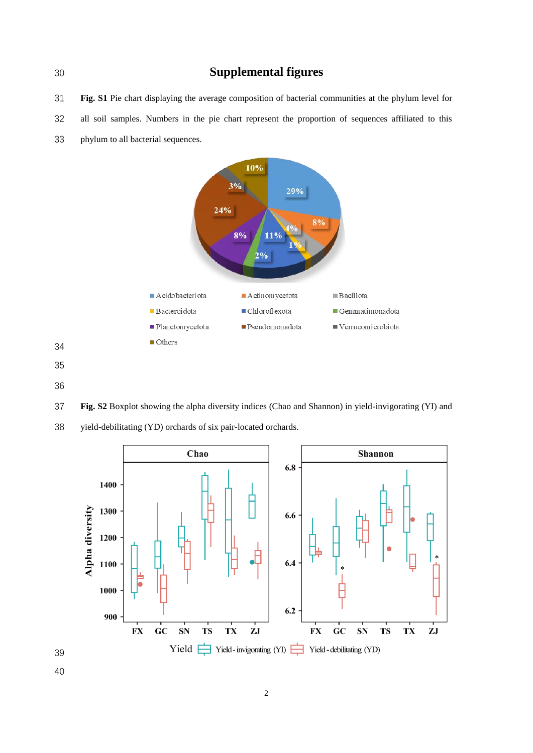# Supplemental figures

**Fig. S1** Pie chart displaying the average composition of bacterial communities at the phylum level for all soil samples. Numbers in the pie chart represent the proportion of sequences affiliated to this phylum to all bacterial sequences.

**Fig. S2** Boxplot showing the alpha diversity indices (Chao and Shannon) in yield-invigorating (YI) and yield-debilitating (YD) orchards of six pair-located orchards.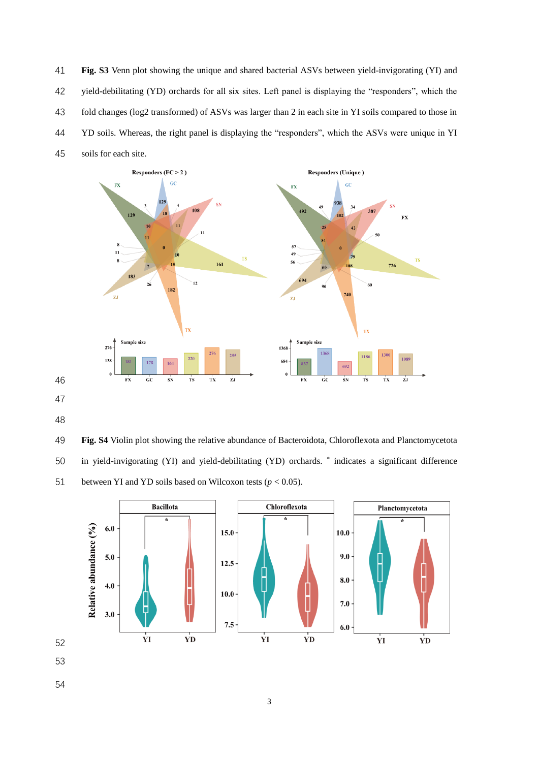**Fig. S3** Venn plot showing the unique and shared bacterial ASVs between yield-invigorating (YI) and yield-debilitating (YD) orchards for all six sites. Left panel is displaying the "responders", which the fold changes (log2 transformed) of ASVs was larger than 2 in each site in YI soils compared to those in YD soils. Whereas, the right panel is displaying the "responders", which the ASVs were unique in YI soils for each site.

**Fig. S4** Violin plot showing the relative abundance of Bacteroidota, Chloroflexota and Planctomycetota in yield-invigorating (YI) and yield-debilitating (YD) orchards. * indicates a significant difference between YI and YD soils based on Wilcoxon tests ($p < 0.05$).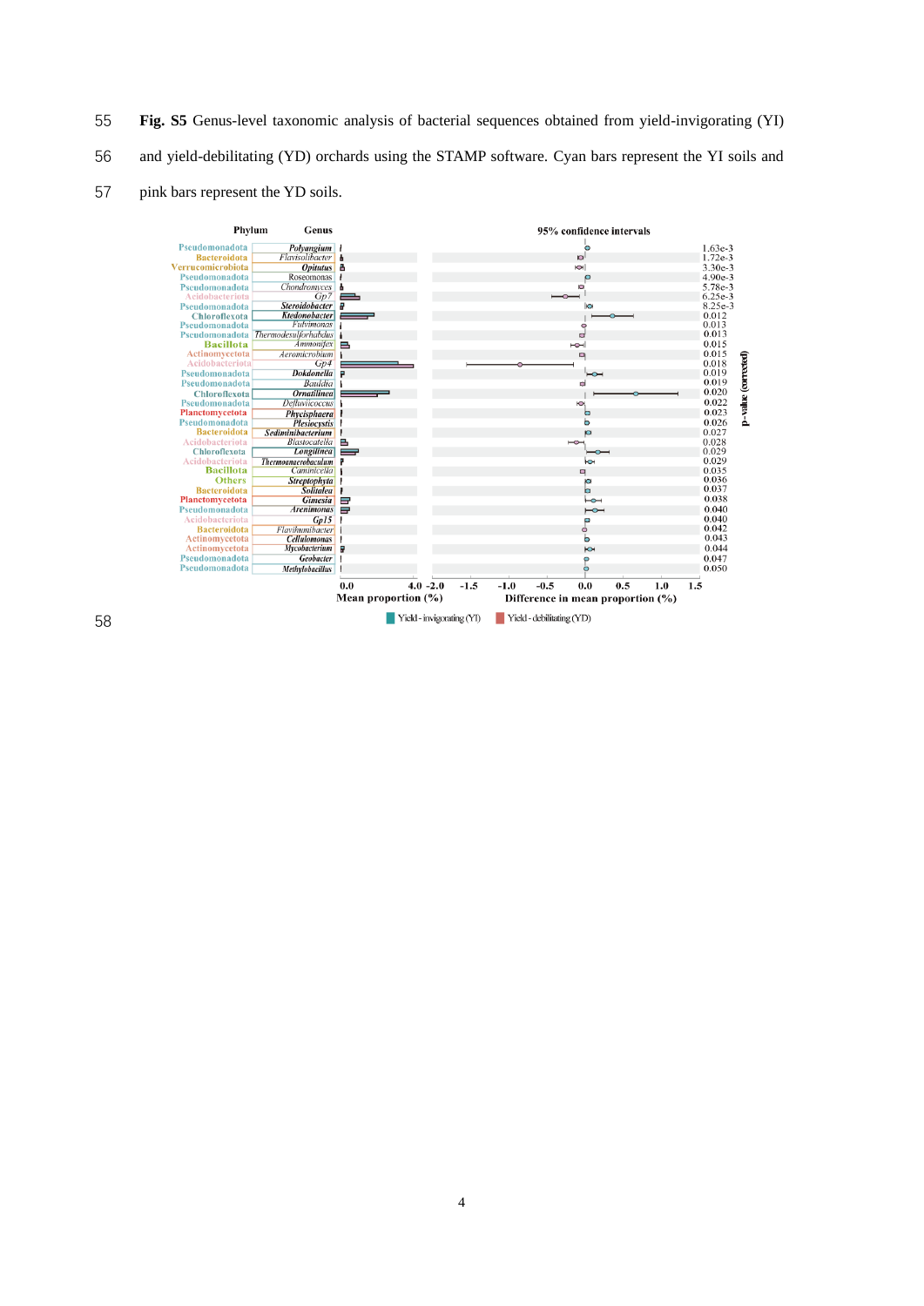**Fig. S5** Genus-level taxonomic analysis of bacterial sequences obtained from yield-invigorating (YI) and yield-debilitating (YD) orchards using the STAMP software. Cyan bars represent the YI soils and pink bars represent the YD soils.

| Phylum | Genus | p-value (corrected) |
|---|---|---|
| Pseudomonadota | *Polyangium* | 1.63e-3 |
| Bacteroidota | *Flavisolibacter* | 1.72e-3 |
| Verrucomicrobiota | *Opitutus* | 3.30e-3 |
| Pseudomonadota | Roseomonas | 4.90e-3 |
| Pseudomonadota | *Chondromyces* | 5.78e-3 |
| Acidobacteriota | *Gp7* | 6.25e-3 |
| Pseudomonadota | *Steroidobacter* | 8.25e-3 |
| Chloroflexota | *Ktedonobacter* | 0.012 |
| Pseudomonadota | *Fulvimonas* | 0.013 |
| Pseudomonadota | *Thermodesulforhabdus* | 0.013 |
| Bacillota | *Ammonifex* | 0.015 |
| Actinomycetota | *Aeromicrobium* | 0.015 |
| Acidobacteriota | *Gp4* | 0.018 |
| Pseudomonadota | *Dokdonella* | 0.019 |
| Pseudomonadota | *Bauldia* | 0.019 |
| Chloroflexota | *Ornatilinea* | 0.020 |
| Pseudomonadota | *Defluviicoccus* | 0.022 |
| Planctomycetota | *Phycisphaera* | 0.023 |
| Pseudomonadota | *Plesiocystis* | 0.026 |
| Bacteroidota | *Sediminibacterium* | 0.027 |
| Acidobacteriota | *Blastocatella* | 0.028 |
| Chloroflexota | *Longilinea* | 0.029 |
| Acidobacteriota | *Thermoanaerobaculum* | 0.029 |
| Bacillota | *Caminicella* | 0.035 |
| Others | *Streptophyta* | 0.036 |
| Bacteroidota | *Solitalea* | 0.037 |
| Planctomycetota | *Gimesia* | 0.038 |
| Pseudomonadota | *Arenimonas* | 0.040 |
| Acidobacteriota | *Gp15* | 0.040 |
| Bacteroidota | *Flavihumibacter* | 0.042 |
| Actinomycetota | *Cellulomonas* | 0.043 |
| Actinomycetota | *Mycobacterium* | 0.044 |
| Pseudomonadota | *Geobacter* | 0.047 |
| Pseudomonadota | *Methylobacillus* | 0.050 |

Mean proportion (%) | 95% confidence intervals: Difference in mean proportion (%)

Yield - invigorating (YI) | Yield - debilitating (YD)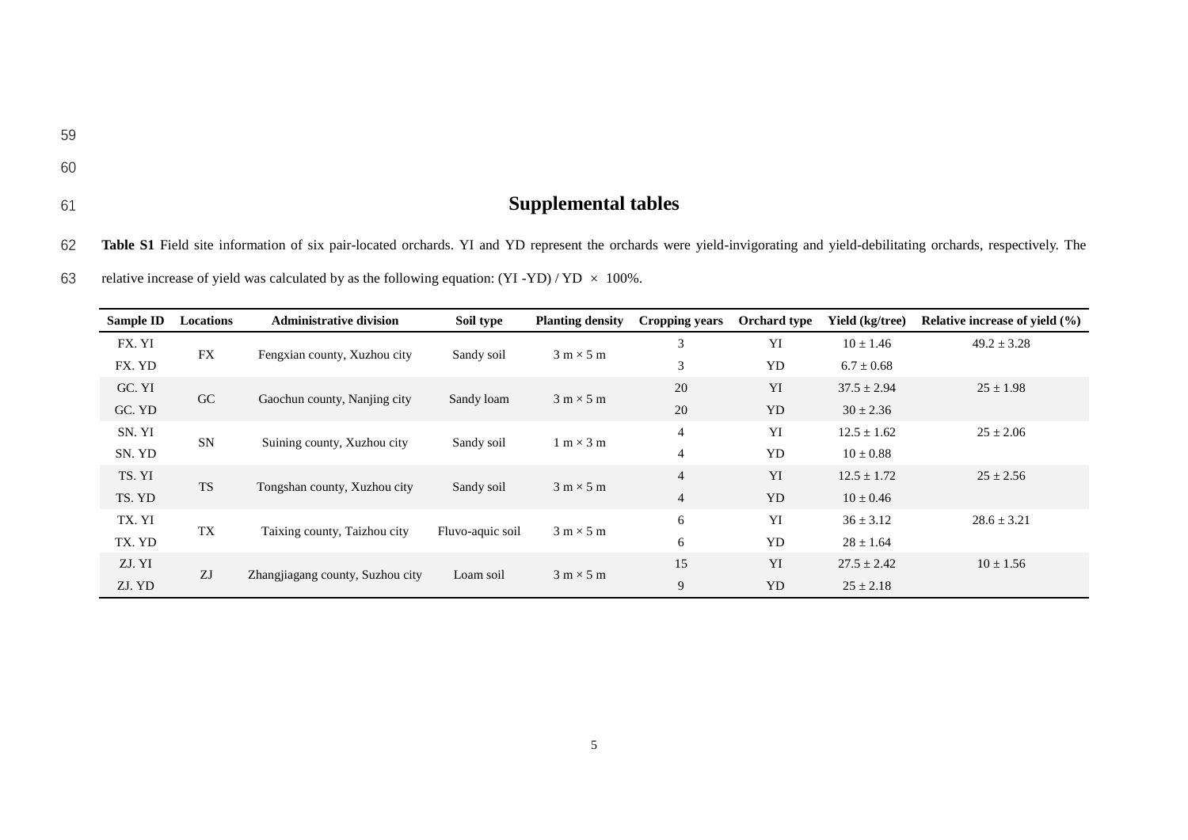# Supplemental tables

**Table S1** Field site information of six pair-located orchards. YI and YD represent the orchards were yield-invigorating and yield-debilitating orchards, respectively. The relative increase of yield was calculated by as the following equation: (YI -YD) / YD × 100%.

| Sample ID | Locations | Administrative division | Soil type | Planting density | Cropping years | Orchard type | Yield (kg/tree) | Relative increase of yield (%) |
|---|---|---|---|---|---|---|---|---|
| FX. YI | FX | Fengxian county, Xuzhou city | Sandy soil | 3 m × 5 m | 3 | YI | 10 ± 1.46 | 49.2 ± 3.28 |
| FX. YD | | | | | 3 | YD | 6.7 ± 0.68 | |
| GC. YI | GC | Gaochun county, Nanjing city | Sandy loam | 3 m × 5 m | 20 | YI | 37.5 ± 2.94 | 25 ± 1.98 |
| GC. YD | | | | | 20 | YD | 30 ± 2.36 | |
| SN. YI | SN | Suining county, Xuzhou city | Sandy soil | 1 m × 3 m | 4 | YI | 12.5 ± 1.62 | 25 ± 2.06 |
| SN. YD | | | | | 4 | YD | 10 ± 0.88 | |
| TS. YI | TS | Tongshan county, Xuzhou city | Sandy soil | 3 m × 5 m | 4 | YI | 12.5 ± 1.72 | 25 ± 2.56 |
| TS. YD | | | | | 4 | YD | 10 ± 0.46 | |
| TX. YI | TX | Taixing county, Taizhou city | Fluvo-aquic soil | 3 m × 5 m | 6 | YI | 36 ± 3.12 | 28.6 ± 3.21 |
| TX. YD | | | | | 6 | YD | 28 ± 1.64 | |
| ZJ. YI | ZJ | Zhangjiagang county, Suzhou city | Loam soil | 3 m × 5 m | 15 | YI | 27.5 ± 2.42 | 10 ± 1.56 |
| ZJ. YD | | | | | 9 | YD | 25 ± 2.18 | |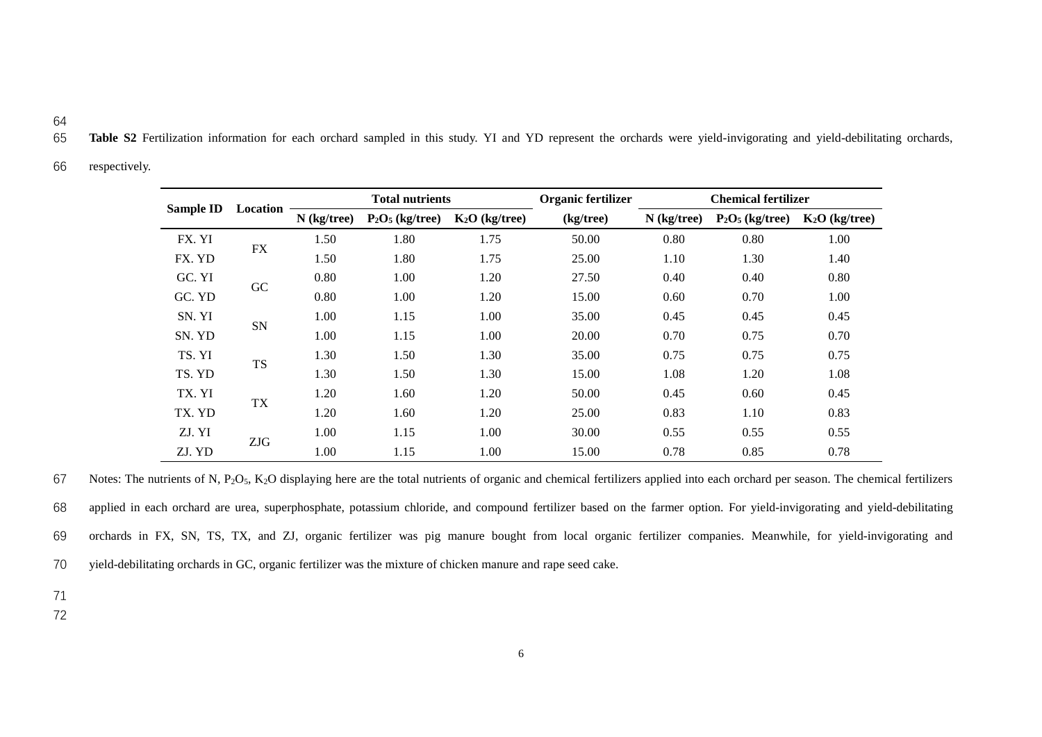**Table S2** Fertilization information for each orchard sampled in this study. YI and YD represent the orchards were yield-invigorating and yield-debilitating orchards, respectively.

| Sample ID | Location | Total nutrients | | | Organic fertilizer | Chemical fertilizer | | |
|---|---|---|---|---|---|---|---|---|
| | | N (kg/tree) | $P_2O_5$ (kg/tree) | $K_2O$ (kg/tree) | (kg/tree) | N (kg/tree) | $P_2O_5$ (kg/tree) | $K_2O$ (kg/tree) |
| FX. YI | FX | 1.50 | 1.80 | 1.75 | 50.00 | 0.80 | 0.80 | 1.00 |
| FX. YD | | 1.50 | 1.80 | 1.75 | 25.00 | 1.10 | 1.30 | 1.40 |
| GC. YI | GC | 0.80 | 1.00 | 1.20 | 27.50 | 0.40 | 0.40 | 0.80 |
| GC. YD | | 0.80 | 1.00 | 1.20 | 15.00 | 0.60 | 0.70 | 1.00 |
| SN. YI | SN | 1.00 | 1.15 | 1.00 | 35.00 | 0.45 | 0.45 | 0.45 |
| SN. YD | | 1.00 | 1.15 | 1.00 | 20.00 | 0.70 | 0.75 | 0.70 |
| TS. YI | TS | 1.30 | 1.50 | 1.30 | 35.00 | 0.75 | 0.75 | 0.75 |
| TS. YD | | 1.30 | 1.50 | 1.30 | 15.00 | 1.08 | 1.20 | 1.08 |
| TX. YI | TX | 1.20 | 1.60 | 1.20 | 50.00 | 0.45 | 0.60 | 0.45 |
| TX. YD | | 1.20 | 1.60 | 1.20 | 25.00 | 0.83 | 1.10 | 0.83 |
| ZJ. YI | ZJG | 1.00 | 1.15 | 1.00 | 30.00 | 0.55 | 0.55 | 0.55 |
| ZJ. YD | | 1.00 | 1.15 | 1.00 | 15.00 | 0.78 | 0.85 | 0.78 |

Notes: The nutrients of N, $P_2O_5$, $K_2O$ displaying here are the total nutrients of organic and chemical fertilizers applied into each orchard per season. The chemical fertilizers applied in each orchard are urea, superphosphate, potassium chloride, and compound fertilizer based on the farmer option. For yield-invigorating and yield-debilitating orchards in FX, SN, TS, TX, and ZJ, organic fertilizer was pig manure bought from local organic fertilizer companies. Meanwhile, for yield-invigorating and yield-debilitating orchards in GC, organic fertilizer was the mixture of chicken manure and rape seed cake.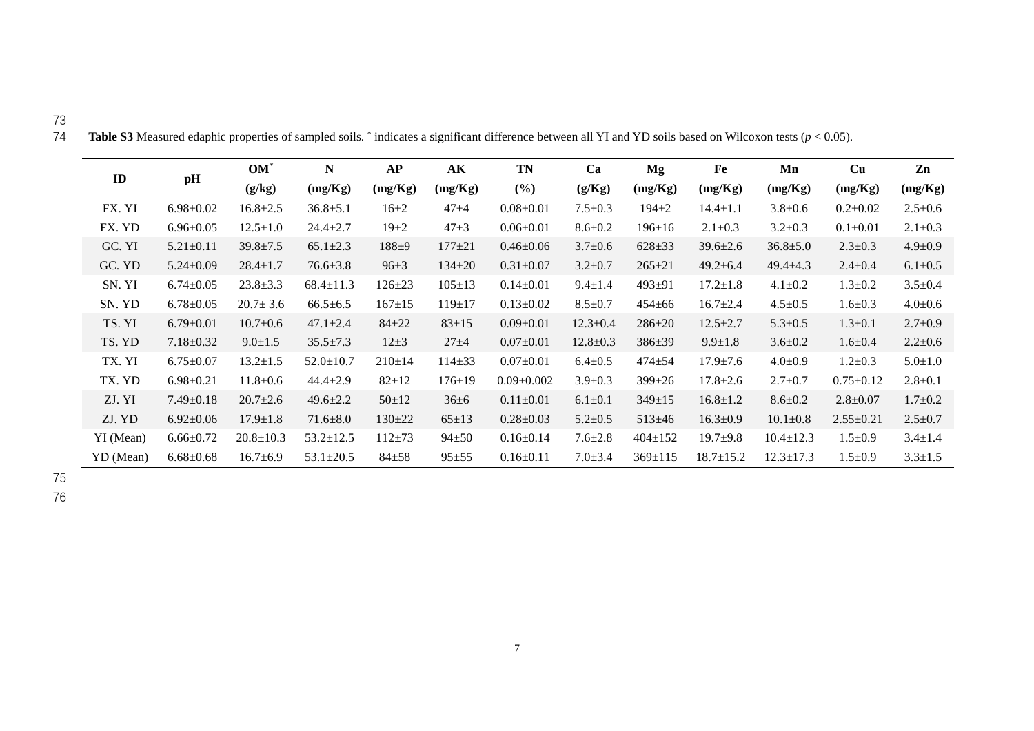**Table S3** Measured edaphic properties of sampled soils. * indicates a significant difference between all YI and YD soils based on Wilcoxon tests ($p < 0.05$).

| ID | pH | OM* (g/kg) | N (mg/Kg) | AP (mg/Kg) | AK (mg/Kg) | TN (%) | Ca (g/Kg) | Mg (mg/Kg) | Fe (mg/Kg) | Mn (mg/Kg) | Cu (mg/Kg) | Zn (mg/Kg) |
|---|---|---|---|---|---|---|---|---|---|---|---|---|
| FX. YI | 6.98±0.02 | 16.8±2.5 | 36.8±5.1 | 16±2 | 47±4 | 0.08±0.01 | 7.5±0.3 | 194±2 | 14.4±1.1 | 3.8±0.6 | 0.2±0.02 | 2.5±0.6 |
| FX. YD | 6.96±0.05 | 12.5±1.0 | 24.4±2.7 | 19±2 | 47±3 | 0.06±0.01 | 8.6±0.2 | 196±16 | 2.1±0.3 | 3.2±0.3 | 0.1±0.01 | 2.1±0.3 |
| GC. YI | 5.21±0.11 | 39.8±7.5 | 65.1±2.3 | 188±9 | 177±21 | 0.46±0.06 | 3.7±0.6 | 628±33 | 39.6±2.6 | 36.8±5.0 | 2.3±0.3 | 4.9±0.9 |
| GC. YD | 5.24±0.09 | 28.4±1.7 | 76.6±3.8 | 96±3 | 134±20 | 0.31±0.07 | 3.2±0.7 | 265±21 | 49.2±6.4 | 49.4±4.3 | 2.4±0.4 | 6.1±0.5 |
| SN. YI | 6.74±0.05 | 23.8±3.3 | 68.4±11.3 | 126±23 | 105±13 | 0.14±0.01 | 9.4±1.4 | 493±91 | 17.2±1.8 | 4.1±0.2 | 1.3±0.2 | 3.5±0.4 |
| SN. YD | 6.78±0.05 | 20.7± 3.6 | 66.5±6.5 | 167±15 | 119±17 | 0.13±0.02 | 8.5±0.7 | 454±66 | 16.7±2.4 | 4.5±0.5 | 1.6±0.3 | 4.0±0.6 |
| TS. YI | 6.79±0.01 | 10.7±0.6 | 47.1±2.4 | 84±22 | 83±15 | 0.09±0.01 | 12.3±0.4 | 286±20 | 12.5±2.7 | 5.3±0.5 | 1.3±0.1 | 2.7±0.9 |
| TS. YD | 7.18±0.32 | 9.0±1.5 | 35.5±7.3 | 12±3 | 27±4 | 0.07±0.01 | 12.8±0.3 | 386±39 | 9.9±1.8 | 3.6±0.2 | 1.6±0.4 | 2.2±0.6 |
| TX. YI | 6.75±0.07 | 13.2±1.5 | 52.0±10.7 | 210±14 | 114±33 | 0.07±0.01 | 6.4±0.5 | 474±54 | 17.9±7.6 | 4.0±0.9 | 1.2±0.3 | 5.0±1.0 |
| TX. YD | 6.98±0.21 | 11.8±0.6 | 44.4±2.9 | 82±12 | 176±19 | 0.09±0.002 | 3.9±0.3 | 399±26 | 17.8±2.6 | 2.7±0.7 | 0.75±0.12 | 2.8±0.1 |
| ZJ. YI | 7.49±0.18 | 20.7±2.6 | 49.6±2.2 | 50±12 | 36±6 | 0.11±0.01 | 6.1±0.1 | 349±15 | 16.8±1.2 | 8.6±0.2 | 2.8±0.07 | 1.7±0.2 |
| ZJ. YD | 6.92±0.06 | 17.9±1.8 | 71.6±8.0 | 130±22 | 65±13 | 0.28±0.03 | 5.2±0.5 | 513±46 | 16.3±0.9 | 10.1±0.8 | 2.55±0.21 | 2.5±0.7 |
| YI (Mean) | 6.66±0.72 | 20.8±10.3 | 53.2±12.5 | 112±73 | 94±50 | 0.16±0.14 | 7.6±2.8 | 404±152 | 19.7±9.8 | 10.4±12.3 | 1.5±0.9 | 3.4±1.4 |
| YD (Mean) | 6.68±0.68 | 16.7±6.9 | 53.1±20.5 | 84±58 | 95±55 | 0.16±0.11 | 7.0±3.4 | 369±115 | 18.7±15.2 | 12.3±17.3 | 1.5±0.9 | 3.3±1.5 |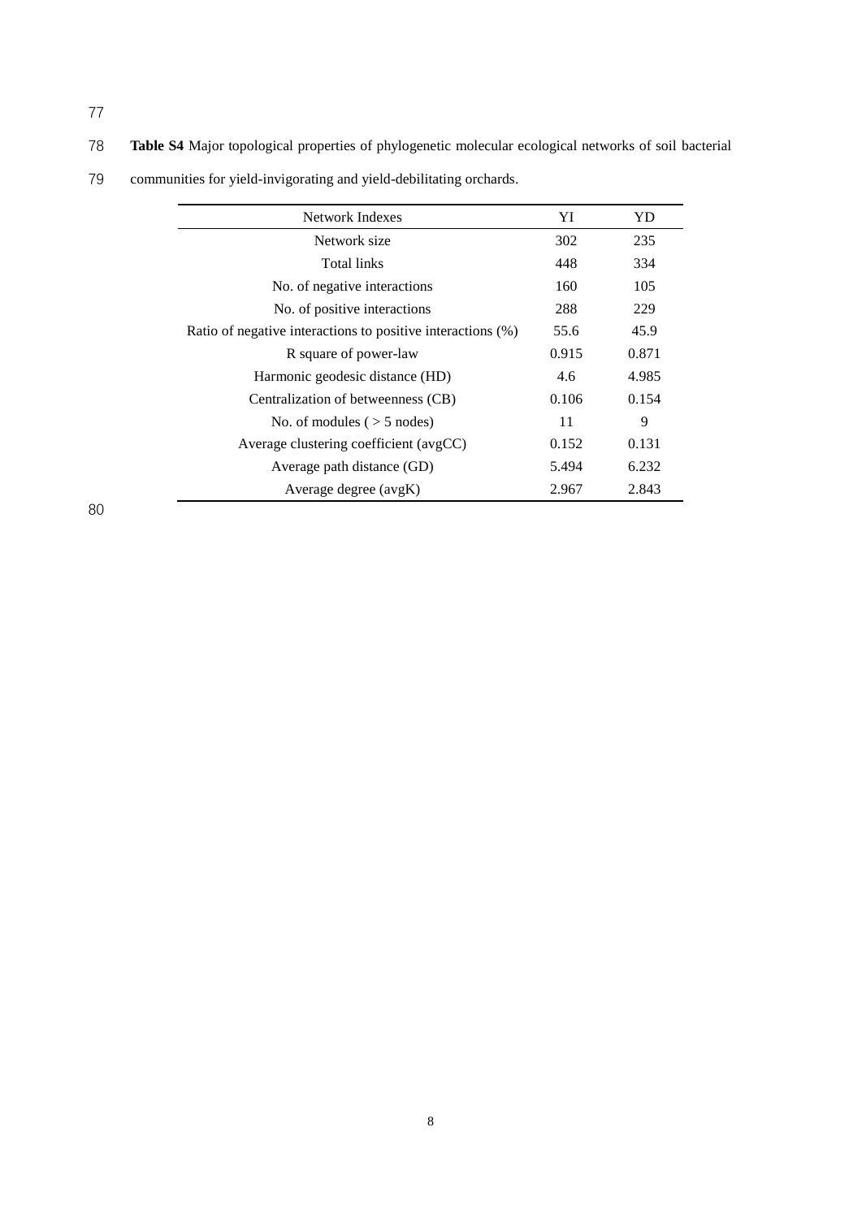**Table S4** Major topological properties of phylogenetic molecular ecological networks of soil bacterial communities for yield-invigorating and yield-debilitating orchards.

| Network Indexes | YI | YD |
|---|---|---|
| Network size | 302 | 235 |
| Total links | 448 | 334 |
| No. of negative interactions | 160 | 105 |
| No. of positive interactions | 288 | 229 |
| Ratio of negative interactions to positive interactions (%) | 55.6 | 45.9 |
| R square of power-law | 0.915 | 0.871 |
| Harmonic geodesic distance (HD) | 4.6 | 4.985 |
| Centralization of betweenness (CB) | 0.106 | 0.154 |
| No. of modules ( > 5 nodes) | 11 | 9 |
| Average clustering coefficient (avgCC) | 0.152 | 0.131 |
| Average path distance (GD) | 5.494 | 6.232 |
| Average degree (avgK) | 2.967 | 2.843 |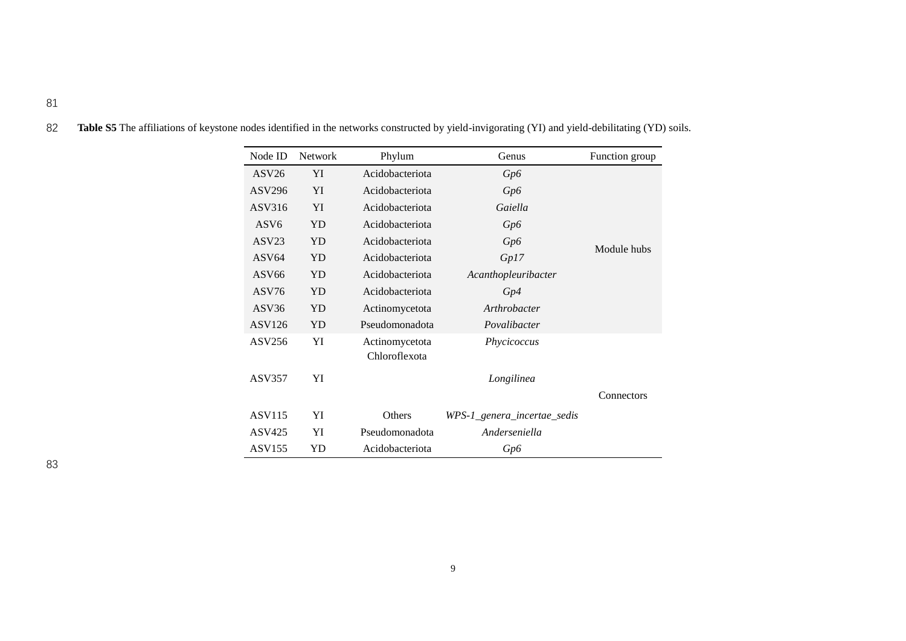**Table S5** The affiliations of keystone nodes identified in the networks constructed by yield-invigorating (YI) and yield-debilitating (YD) soils.

| Node ID | Network | Phylum | Genus | Function group |
|---|---|---|---|---|
| ASV26 | YI | Acidobacteriota | *Gp6* | Module hubs |
| ASV296 | YI | Acidobacteriota | *Gp6* | |
| ASV316 | YI | Acidobacteriota | *Gaiella* | |
| ASV6 | YD | Acidobacteriota | *Gp6* | |
| ASV23 | YD | Acidobacteriota | *Gp6* | |
| ASV64 | YD | Acidobacteriota | *Gp17* | |
| ASV66 | YD | Acidobacteriota | *Acanthopleuribacter* | |
| ASV76 | YD | Acidobacteriota | *Gp4* | |
| ASV36 | YD | Actinomycetota | *Arthrobacter* | |
| ASV126 | YD | Pseudomonadota | *Povalibacter* | |
| ASV256 | YI | Actinomycetota | *Phycicoccus* | Connectors |
| ASV357 | YI | Chloroflexota | *Longilinea* | |
| ASV115 | YI | Others | *WPS-1_genera_incertae_sedis* | |
| ASV425 | YI | Pseudomonadota | *Andersoniella* | |
| ASV155 | YD | Acidobacteriota | *Gp6* | |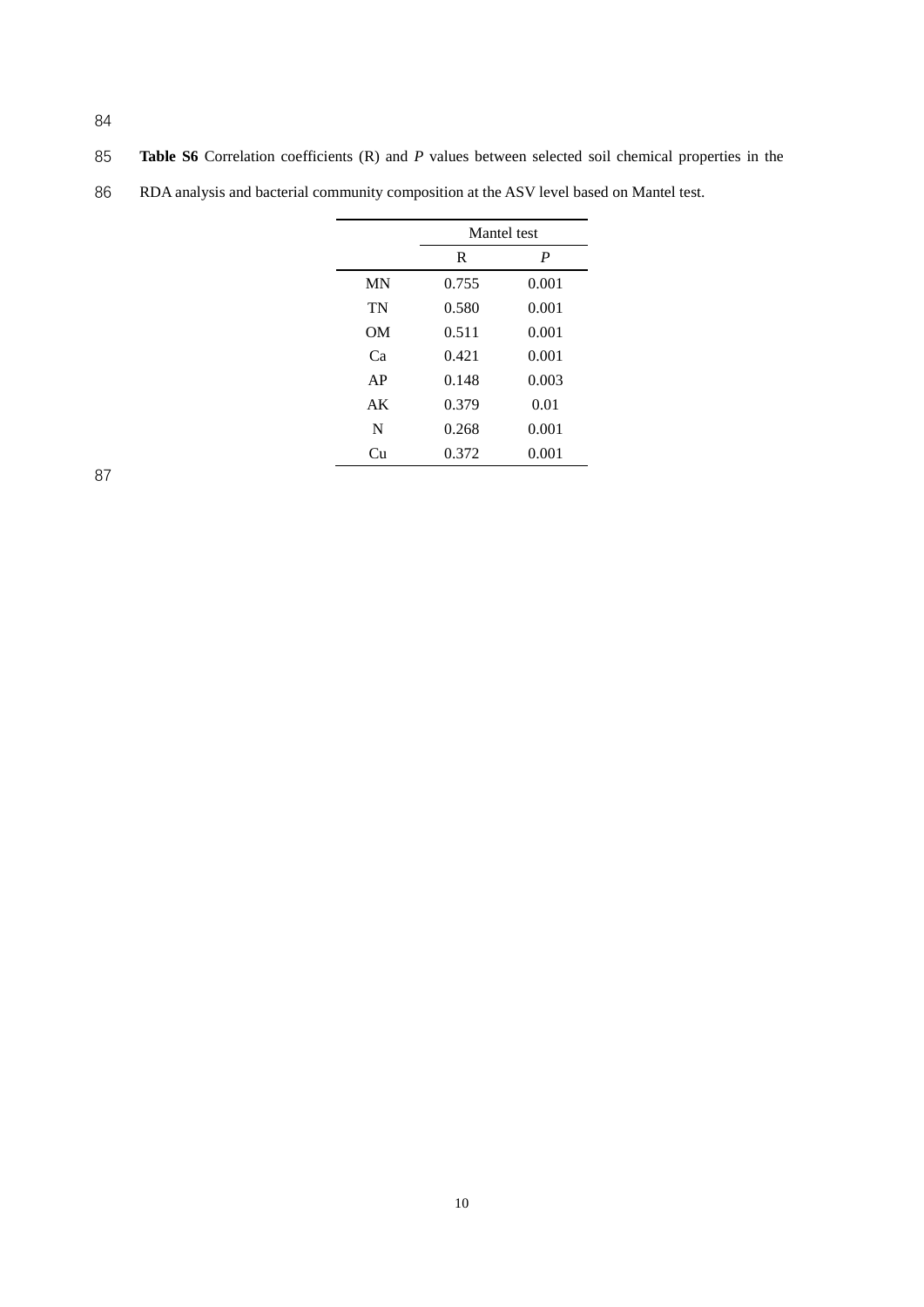**Table S6** Correlation coefficients (R) and *P* values between selected soil chemical properties in the RDA analysis and bacterial community composition at the ASV level based on Mantel test.

| | Mantel test | |
|---|---|---|
| | R | *P* |
| MN | 0.755 | 0.001 |
| TN | 0.580 | 0.001 |
| OM | 0.511 | 0.001 |
| Ca | 0.421 | 0.001 |
| AP | 0.148 | 0.003 |
| AK | 0.379 | 0.01 |
| N | 0.268 | 0.001 |
| Cu | 0.372 | 0.001 |